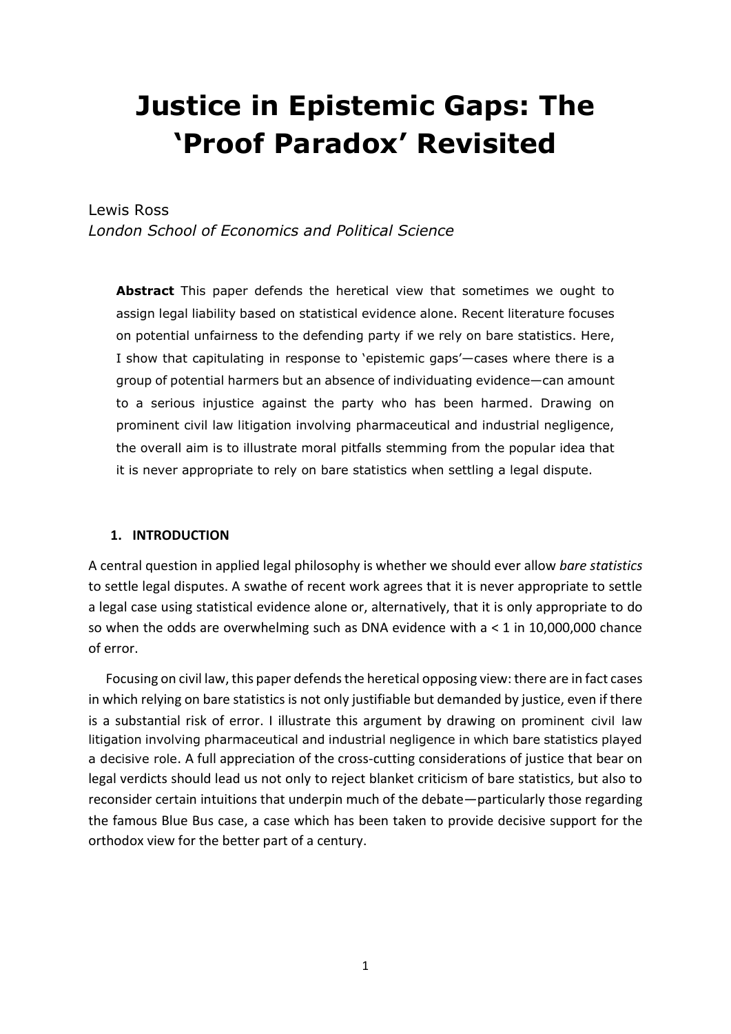# Justice in Epistemic Gaps: The 'Proof Paradox' Revisited

Lewis Ross

*London School of Economics and Political Science*

> **Abstract** This paper defends the heretical view that sometimes we ought to assign legal liability based on statistical evidence alone. Recent literature focuses on potential unfairness to the defending party if we rely on bare statistics. Here, I show that capitulating in response to 'epistemic gaps'—cases where there is a group of potential harmers but an absence of individuating evidence—can amount to a serious injustice against the party who has been harmed. Drawing on prominent civil law litigation involving pharmaceutical and industrial negligence, the overall aim is to illustrate moral pitfalls stemming from the popular idea that it is never appropriate to rely on bare statistics when settling a legal dispute.

## 1. INTRODUCTION

A central question in applied legal philosophy is whether we should ever allow *bare statistics* to settle legal disputes. A swathe of recent work agrees that it is never appropriate to settle a legal case using statistical evidence alone or, alternatively, that it is only appropriate to do so when the odds are overwhelming such as DNA evidence with a < 1 in 10,000,000 chance of error.

Focusing on civil law, this paper defends the heretical opposing view: there are in fact cases in which relying on bare statistics is not only justifiable but demanded by justice, even if there is a substantial risk of error. I illustrate this argument by drawing on prominent civil law litigation involving pharmaceutical and industrial negligence in which bare statistics played a decisive role. A full appreciation of the cross-cutting considerations of justice that bear on legal verdicts should lead us not only to reject blanket criticism of bare statistics, but also to reconsider certain intuitions that underpin much of the debate—particularly those regarding the famous Blue Bus case, a case which has been taken to provide decisive support for the orthodox view for the better part of a century.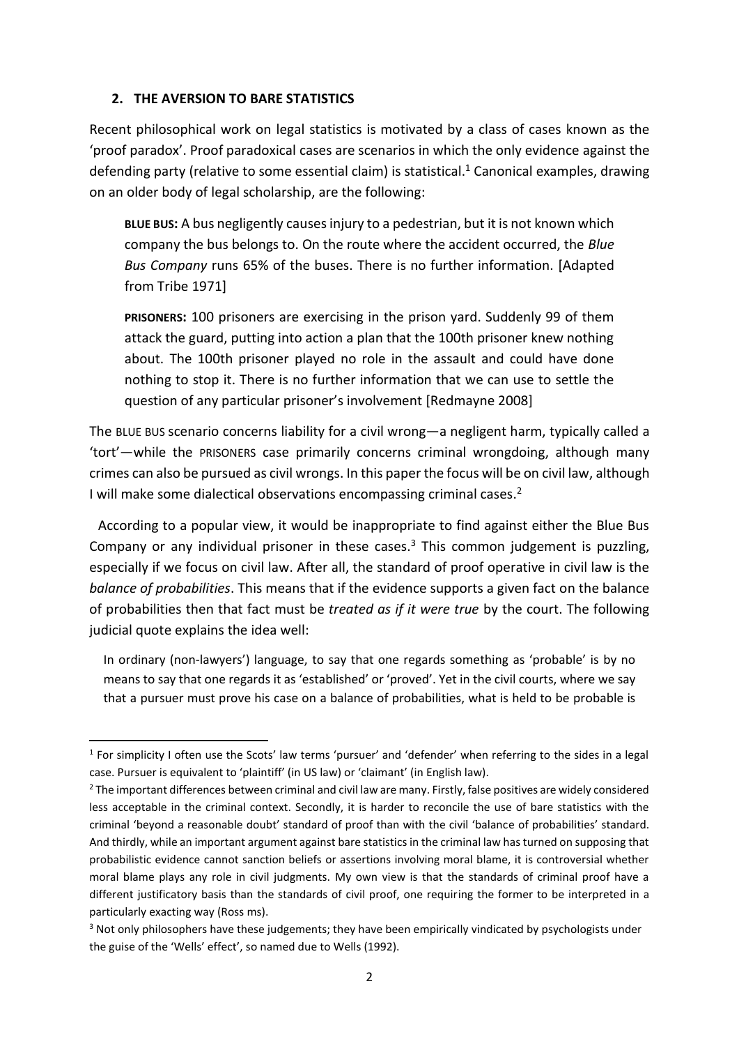## 2. THE AVERSION TO BARE STATISTICS

Recent philosophical work on legal statistics is motivated by a class of cases known as the 'proof paradox'. Proof paradoxical cases are scenarios in which the only evidence against the defending party (relative to some essential claim) is statistical.[1] Canonical examples, drawing on an older body of legal scholarship, are the following:

> **BLUE BUS:** A bus negligently causes injury to a pedestrian, but it is not known which company the bus belongs to. On the route where the accident occurred, the *Blue Bus Company* runs 65% of the buses. There is no further information. [Adapted from Tribe 1971]

> **PRISONERS:** 100 prisoners are exercising in the prison yard. Suddenly 99 of them attack the guard, putting into action a plan that the 100th prisoner knew nothing about. The 100th prisoner played no role in the assault and could have done nothing to stop it. There is no further information that we can use to settle the question of any particular prisoner's involvement [Redmayne 2008]

The BLUE BUS scenario concerns liability for a civil wrong—a negligent harm, typically called a 'tort'—while the PRISONERS case primarily concerns criminal wrongdoing, although many crimes can also be pursued as civil wrongs. In this paper the focus will be on civil law, although I will make some dialectical observations encompassing criminal cases.[2]

According to a popular view, it would be inappropriate to find against either the Blue Bus Company or any individual prisoner in these cases.[3] This common judgement is puzzling, especially if we focus on civil law. After all, the standard of proof operative in civil law is the *balance of probabilities*. This means that if the evidence supports a given fact on the balance of probabilities then that fact must be *treated as if it were true* by the court. The following judicial quote explains the idea well:

> In ordinary (non-lawyers') language, to say that one regards something as 'probable' is by no means to say that one regards it as 'established' or 'proved'. Yet in the civil courts, where we say that a pursuer must prove his case on a balance of probabilities, what is held to be probable is

---

[1] For simplicity I often use the Scots' law terms 'pursuer' and 'defender' when referring to the sides in a legal case. Pursuer is equivalent to 'plaintiff' (in US law) or 'claimant' (in English law).

[2] The important differences between criminal and civil law are many. Firstly, false positives are widely considered less acceptable in the criminal context. Secondly, it is harder to reconcile the use of bare statistics with the criminal 'beyond a reasonable doubt' standard of proof than with the civil 'balance of probabilities' standard. And thirdly, while an important argument against bare statistics in the criminal law has turned on supposing that probabilistic evidence cannot sanction beliefs or assertions involving moral blame, it is controversial whether moral blame plays any role in civil judgments. My own view is that the standards of criminal proof have a different justificatory basis than the standards of civil proof, one requiring the former to be interpreted in a particularly exacting way (Ross ms).

[3] Not only philosophers have these judgements; they have been empirically vindicated by psychologists under the guise of the 'Wells' effect', so named due to Wells (1992).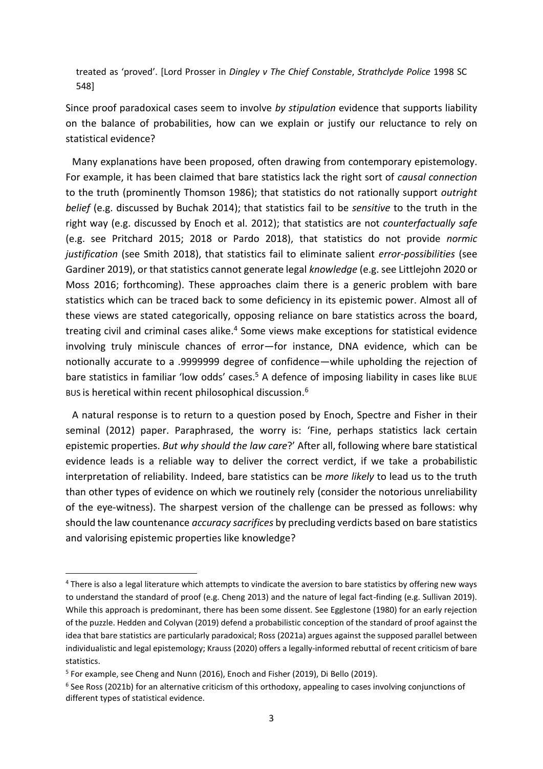treated as 'proved'. [Lord Prosser in *Dingley v The Chief Constable*, *Strathclyde Police* 1998 SC 548]

Since proof paradoxical cases seem to involve *by stipulation* evidence that supports liability on the balance of probabilities, how can we explain or justify our reluctance to rely on statistical evidence?

Many explanations have been proposed, often drawing from contemporary epistemology. For example, it has been claimed that bare statistics lack the right sort of *causal connection* to the truth (prominently Thomson 1986); that statistics do not rationally support *outright belief* (e.g. discussed by Buchak 2014); that statistics fail to be *sensitive* to the truth in the right way (e.g. discussed by Enoch et al. 2012); that statistics are not *counterfactually safe* (e.g. see Pritchard 2015; 2018 or Pardo 2018), that statistics do not provide *normic justification* (see Smith 2018), that statistics fail to eliminate salient *error-possibilities* (see Gardiner 2019), or that statistics cannot generate legal *knowledge* (e.g. see Littlejohn 2020 or Moss 2016; forthcoming). These approaches claim there is a generic problem with bare statistics which can be traced back to some deficiency in its epistemic power. Almost all of these views are stated categorically, opposing reliance on bare statistics across the board, treating civil and criminal cases alike.[4] Some views make exceptions for statistical evidence involving truly miniscule chances of error—for instance, DNA evidence, which can be notionally accurate to a .9999999 degree of confidence—while upholding the rejection of bare statistics in familiar 'low odds' cases.[5] A defence of imposing liability in cases like BLUE BUS is heretical within recent philosophical discussion.[6]

A natural response is to return to a question posed by Enoch, Spectre and Fisher in their seminal (2012) paper. Paraphrased, the worry is: 'Fine, perhaps statistics lack certain epistemic properties. *But why should the law care*?' After all, following where bare statistical evidence leads is a reliable way to deliver the correct verdict, if we take a probabilistic interpretation of reliability. Indeed, bare statistics can be *more likely* to lead us to the truth than other types of evidence on which we routinely rely (consider the notorious unreliability of the eye-witness). The sharpest version of the challenge can be pressed as follows: why should the law countenance *accuracy sacrifices* by precluding verdicts based on bare statistics and valorising epistemic properties like knowledge?

---

[4] There is also a legal literature which attempts to vindicate the aversion to bare statistics by offering new ways to understand the standard of proof (e.g. Cheng 2013) and the nature of legal fact-finding (e.g. Sullivan 2019). While this approach is predominant, there has been some dissent. See Egglestone (1980) for an early rejection of the puzzle. Hedden and Colyvan (2019) defend a probabilistic conception of the standard of proof against the idea that bare statistics are particularly paradoxical; Ross (2021a) argues against the supposed parallel between individualistic and legal epistemology; Krauss (2020) offers a legally-informed rebuttal of recent criticism of bare statistics.

[5] For example, see Cheng and Nunn (2016), Enoch and Fisher (2019), Di Bello (2019).

[6] See Ross (2021b) for an alternative criticism of this orthodoxy, appealing to cases involving conjunctions of different types of statistical evidence.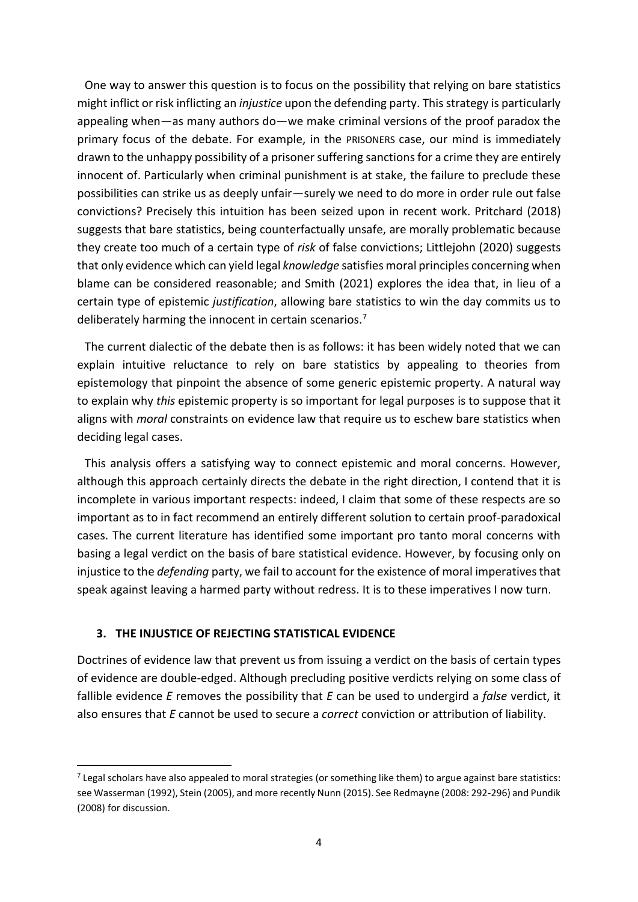One way to answer this question is to focus on the possibility that relying on bare statistics might inflict or risk inflicting an *injustice* upon the defending party. This strategy is particularly appealing when—as many authors do—we make criminal versions of the proof paradox the primary focus of the debate. For example, in the PRISONERS case, our mind is immediately drawn to the unhappy possibility of a prisoner suffering sanctions for a crime they are entirely innocent of. Particularly when criminal punishment is at stake, the failure to preclude these possibilities can strike us as deeply unfair—surely we need to do more in order rule out false convictions? Precisely this intuition has been seized upon in recent work. Pritchard (2018) suggests that bare statistics, being counterfactually unsafe, are morally problematic because they create too much of a certain type of *risk* of false convictions; Littlejohn (2020) suggests that only evidence which can yield legal *knowledge* satisfies moral principles concerning when blame can be considered reasonable; and Smith (2021) explores the idea that, in lieu of a certain type of epistemic *justification*, allowing bare statistics to win the day commits us to deliberately harming the innocent in certain scenarios.[7]

The current dialectic of the debate then is as follows: it has been widely noted that we can explain intuitive reluctance to rely on bare statistics by appealing to theories from epistemology that pinpoint the absence of some generic epistemic property. A natural way to explain why *this* epistemic property is so important for legal purposes is to suppose that it aligns with *moral* constraints on evidence law that require us to eschew bare statistics when deciding legal cases.

This analysis offers a satisfying way to connect epistemic and moral concerns. However, although this approach certainly directs the debate in the right direction, I contend that it is incomplete in various important respects: indeed, I claim that some of these respects are so important as to in fact recommend an entirely different solution to certain proof-paradoxical cases. The current literature has identified some important pro tanto moral concerns with basing a legal verdict on the basis of bare statistical evidence. However, by focusing only on injustice to the *defending* party, we fail to account for the existence of moral imperatives that speak against leaving a harmed party without redress. It is to these imperatives I now turn.

## 3. THE INJUSTICE OF REJECTING STATISTICAL EVIDENCE

Doctrines of evidence law that prevent us from issuing a verdict on the basis of certain types of evidence are double-edged. Although precluding positive verdicts relying on some class of fallible evidence *E* removes the possibility that *E* can be used to undergird a *false* verdict, it also ensures that *E* cannot be used to secure a *correct* conviction or attribution of liability.

[7] Legal scholars have also appealed to moral strategies (or something like them) to argue against bare statistics: see Wasserman (1992), Stein (2005), and more recently Nunn (2015). See Redmayne (2008: 292-296) and Pundik (2008) for discussion.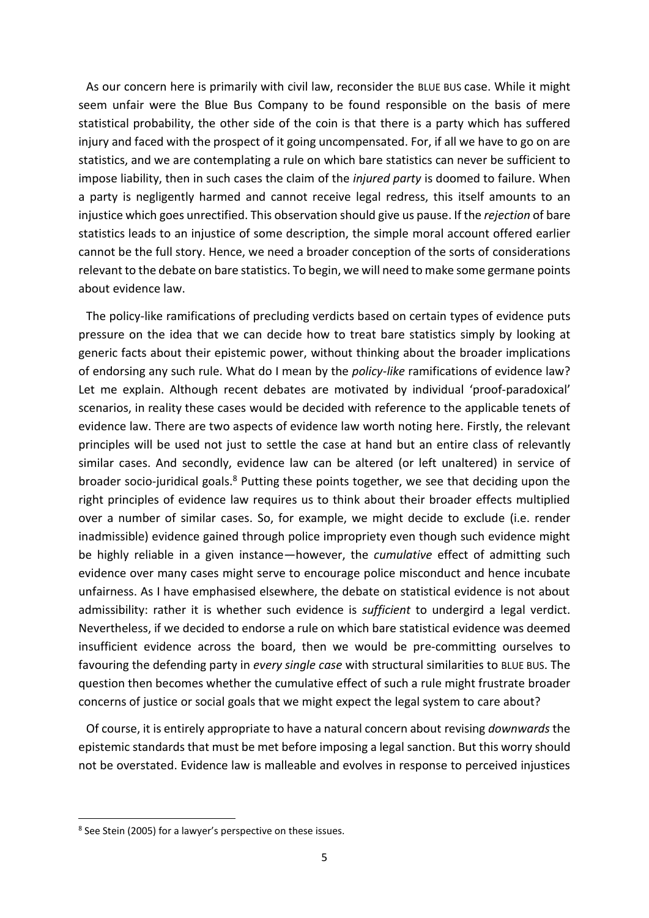As our concern here is primarily with civil law, reconsider the BLUE BUS case. While it might seem unfair were the Blue Bus Company to be found responsible on the basis of mere statistical probability, the other side of the coin is that there is a party which has suffered injury and faced with the prospect of it going uncompensated. For, if all we have to go on are statistics, and we are contemplating a rule on which bare statistics can never be sufficient to impose liability, then in such cases the claim of the *injured party* is doomed to failure. When a party is negligently harmed and cannot receive legal redress, this itself amounts to an injustice which goes unrectified. This observation should give us pause. If the *rejection* of bare statistics leads to an injustice of some description, the simple moral account offered earlier cannot be the full story. Hence, we need a broader conception of the sorts of considerations relevant to the debate on bare statistics. To begin, we will need to make some germane points about evidence law.

The policy-like ramifications of precluding verdicts based on certain types of evidence puts pressure on the idea that we can decide how to treat bare statistics simply by looking at generic facts about their epistemic power, without thinking about the broader implications of endorsing any such rule. What do I mean by the *policy-like* ramifications of evidence law? Let me explain. Although recent debates are motivated by individual 'proof-paradoxical' scenarios, in reality these cases would be decided with reference to the applicable tenets of evidence law. There are two aspects of evidence law worth noting here. Firstly, the relevant principles will be used not just to settle the case at hand but an entire class of relevantly similar cases. And secondly, evidence law can be altered (or left unaltered) in service of broader socio-juridical goals.[8] Putting these points together, we see that deciding upon the right principles of evidence law requires us to think about their broader effects multiplied over a number of similar cases. So, for example, we might decide to exclude (i.e. render inadmissible) evidence gained through police impropriety even though such evidence might be highly reliable in a given instance—however, the *cumulative* effect of admitting such evidence over many cases might serve to encourage police misconduct and hence incubate unfairness. As I have emphasised elsewhere, the debate on statistical evidence is not about admissibility: rather it is whether such evidence is *sufficient* to undergird a legal verdict. Nevertheless, if we decided to endorse a rule on which bare statistical evidence was deemed insufficient evidence across the board, then we would be pre-committing ourselves to favouring the defending party in *every single case* with structural similarities to BLUE BUS. The question then becomes whether the cumulative effect of such a rule might frustrate broader concerns of justice or social goals that we might expect the legal system to care about?

Of course, it is entirely appropriate to have a natural concern about revising *downwards* the epistemic standards that must be met before imposing a legal sanction. But this worry should not be overstated. Evidence law is malleable and evolves in response to perceived injustices

[8] See Stein (2005) for a lawyer's perspective on these issues.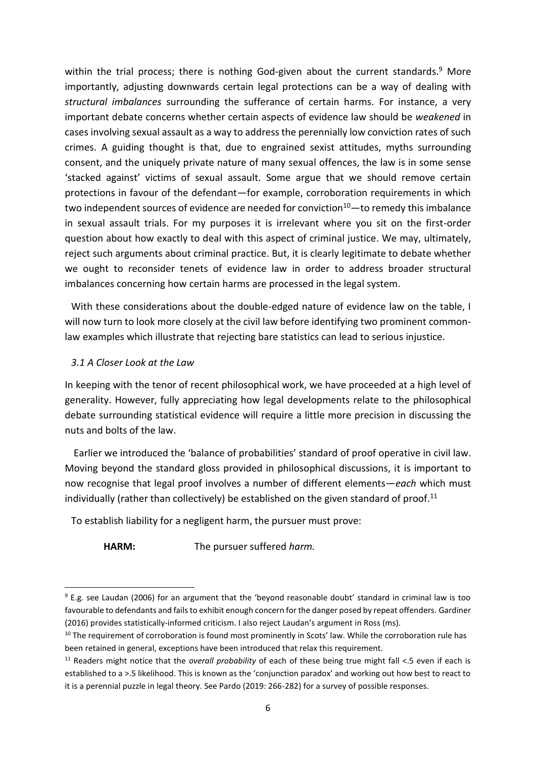within the trial process; there is nothing God-given about the current standards.[9] More importantly, adjusting downwards certain legal protections can be a way of dealing with *structural imbalances* surrounding the sufferance of certain harms. For instance, a very important debate concerns whether certain aspects of evidence law should be *weakened* in cases involving sexual assault as a way to address the perennially low conviction rates of such crimes. A guiding thought is that, due to engrained sexist attitudes, myths surrounding consent, and the uniquely private nature of many sexual offences, the law is in some sense 'stacked against' victims of sexual assault. Some argue that we should remove certain protections in favour of the defendant—for example, corroboration requirements in which two independent sources of evidence are needed for conviction[10]—to remedy this imbalance in sexual assault trials. For my purposes it is irrelevant where you sit on the first-order question about how exactly to deal with this aspect of criminal justice. We may, ultimately, reject such arguments about criminal practice. But, it is clearly legitimate to debate whether we ought to reconsider tenets of evidence law in order to address broader structural imbalances concerning how certain harms are processed in the legal system.

With these considerations about the double-edged nature of evidence law on the table, I will now turn to look more closely at the civil law before identifying two prominent common-law examples which illustrate that rejecting bare statistics can lead to serious injustice.

### *3.1 A Closer Look at the Law*

In keeping with the tenor of recent philosophical work, we have proceeded at a high level of generality. However, fully appreciating how legal developments relate to the philosophical debate surrounding statistical evidence will require a little more precision in discussing the nuts and bolts of the law.

Earlier we introduced the 'balance of probabilities' standard of proof operative in civil law. Moving beyond the standard gloss provided in philosophical discussions, it is important to now recognise that legal proof involves a number of different elements—*each* which must individually (rather than collectively) be established on the given standard of proof.[11]

To establish liability for a negligent harm, the pursuer must prove:

**HARM:** The pursuer suffered *harm.*

---

[9] E.g. see Laudan (2006) for an argument that the 'beyond reasonable doubt' standard in criminal law is too favourable to defendants and fails to exhibit enough concern for the danger posed by repeat offenders. Gardiner (2016) provides statistically-informed criticism. I also reject Laudan's argument in Ross (ms).

[10] The requirement of corroboration is found most prominently in Scots' law. While the corroboration rule has been retained in general, exceptions have been introduced that relax this requirement.

[11] Readers might notice that the *overall probability* of each of these being true might fall <.5 even if each is established to a >.5 likelihood. This is known as the 'conjunction paradox' and working out how best to react to it is a perennial puzzle in legal theory. See Pardo (2019: 266-282) for a survey of possible responses.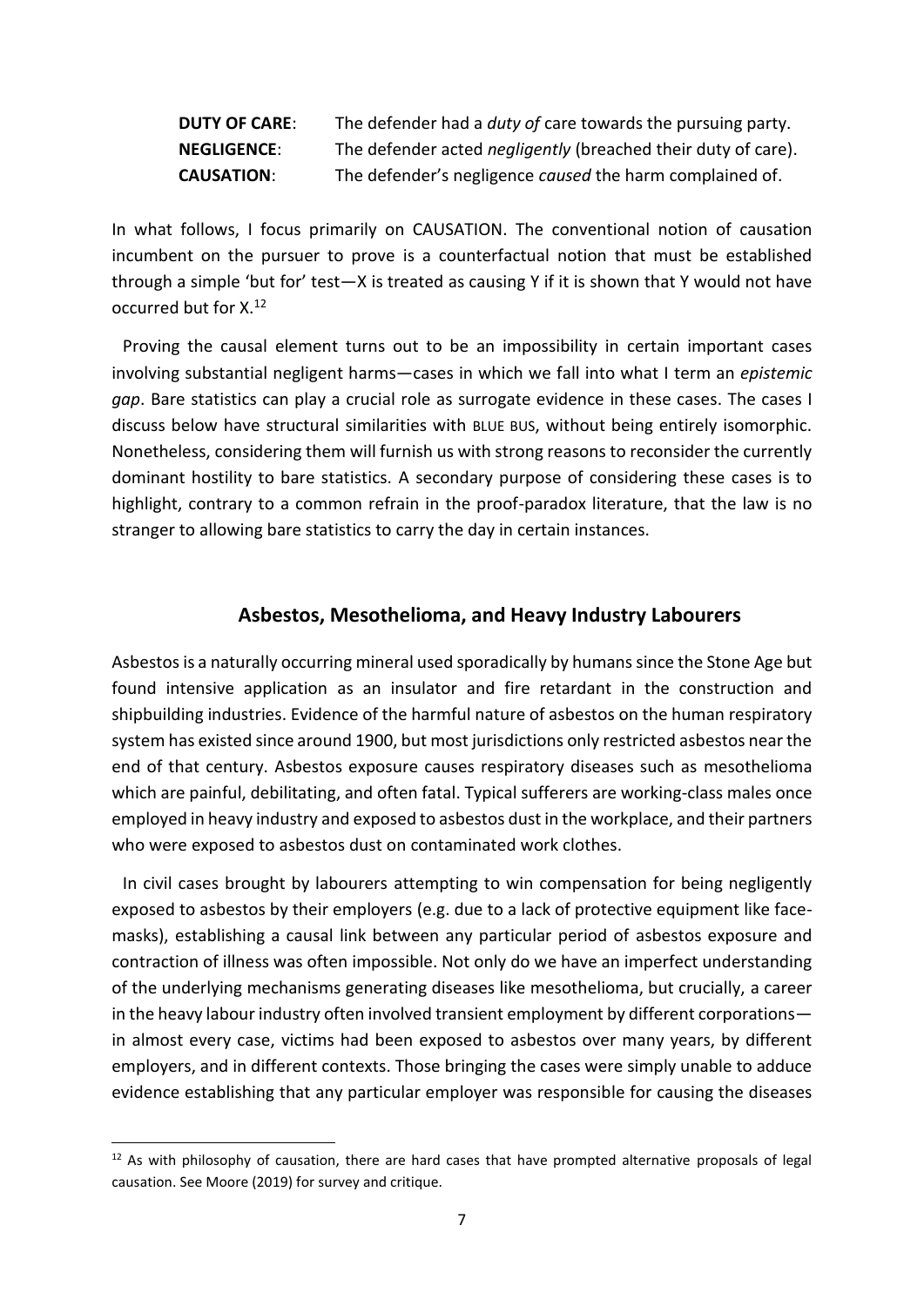**DUTY OF CARE**: The defender had a *duty of* care towards the pursuing party.
**NEGLIGENCE**: The defender acted *negligently* (breached their duty of care).
**CAUSATION**: The defender's negligence *caused* the harm complained of.

In what follows, I focus primarily on CAUSATION. The conventional notion of causation incumbent on the pursuer to prove is a counterfactual notion that must be established through a simple 'but for' test—X is treated as causing Y if it is shown that Y would not have occurred but for X.[12]

Proving the causal element turns out to be an impossibility in certain important cases involving substantial negligent harms—cases in which we fall into what I term an *epistemic gap*. Bare statistics can play a crucial role as surrogate evidence in these cases. The cases I discuss below have structural similarities with BLUE BUS, without being entirely isomorphic. Nonetheless, considering them will furnish us with strong reasons to reconsider the currently dominant hostility to bare statistics. A secondary purpose of considering these cases is to highlight, contrary to a common refrain in the proof-paradox literature, that the law is no stranger to allowing bare statistics to carry the day in certain instances.

## Asbestos, Mesothelioma, and Heavy Industry Labourers

Asbestos is a naturally occurring mineral used sporadically by humans since the Stone Age but found intensive application as an insulator and fire retardant in the construction and shipbuilding industries. Evidence of the harmful nature of asbestos on the human respiratory system has existed since around 1900, but most jurisdictions only restricted asbestos near the end of that century. Asbestos exposure causes respiratory diseases such as mesothelioma which are painful, debilitating, and often fatal. Typical sufferers are working-class males once employed in heavy industry and exposed to asbestos dust in the workplace, and their partners who were exposed to asbestos dust on contaminated work clothes.

In civil cases brought by labourers attempting to win compensation for being negligently exposed to asbestos by their employers (e.g. due to a lack of protective equipment like face-masks), establishing a causal link between any particular period of asbestos exposure and contraction of illness was often impossible. Not only do we have an imperfect understanding of the underlying mechanisms generating diseases like mesothelioma, but crucially, a career in the heavy labour industry often involved transient employment by different corporations—in almost every case, victims had been exposed to asbestos over many years, by different employers, and in different contexts. Those bringing the cases were simply unable to adduce evidence establishing that any particular employer was responsible for causing the diseases

[12] As with philosophy of causation, there are hard cases that have prompted alternative proposals of legal causation. See Moore (2019) for survey and critique.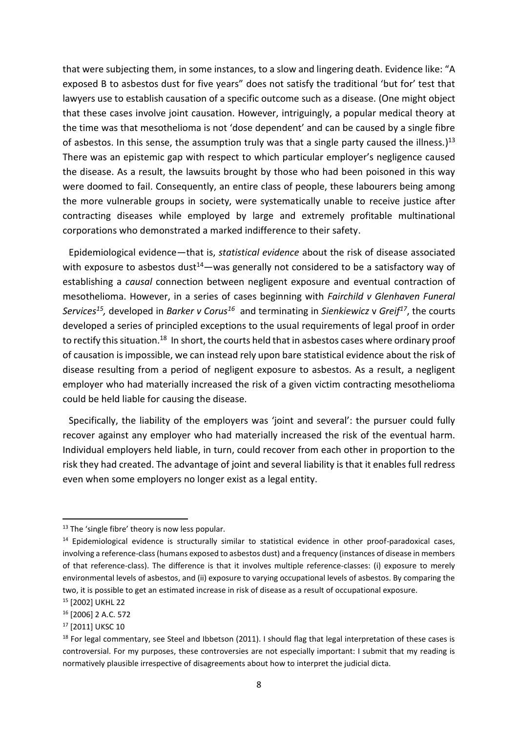that were subjecting them, in some instances, to a slow and lingering death. Evidence like: "A exposed B to asbestos dust for five years" does not satisfy the traditional 'but for' test that lawyers use to establish causation of a specific outcome such as a disease. (One might object that these cases involve joint causation. However, intriguingly, a popular medical theory at the time was that mesothelioma is not 'dose dependent' and can be caused by a single fibre of asbestos. In this sense, the assumption truly was that a single party caused the illness.)[13] There was an epistemic gap with respect to which particular employer's negligence caused the disease. As a result, the lawsuits brought by those who had been poisoned in this way were doomed to fail. Consequently, an entire class of people, these labourers being among the more vulnerable groups in society, were systematically unable to receive justice after contracting diseases while employed by large and extremely profitable multinational corporations who demonstrated a marked indifference to their safety.

Epidemiological evidence—that is, *statistical evidence* about the risk of disease associated with exposure to asbestos dust[14]—was generally not considered to be a satisfactory way of establishing a *causal* connection between negligent exposure and eventual contraction of mesothelioma. However, in a series of cases beginning with *Fairchild v Glenhaven Funeral Services*[15], developed in *Barker v Corus*[16] and terminating in *Sienkiewicz* v *Greif*[17], the courts developed a series of principled exceptions to the usual requirements of legal proof in order to rectify this situation.[18] In short, the courts held that in asbestos cases where ordinary proof of causation is impossible, we can instead rely upon bare statistical evidence about the risk of disease resulting from a period of negligent exposure to asbestos. As a result, a negligent employer who had materially increased the risk of a given victim contracting mesothelioma could be held liable for causing the disease.

Specifically, the liability of the employers was 'joint and several': the pursuer could fully recover against any employer who had materially increased the risk of the eventual harm. Individual employers held liable, in turn, could recover from each other in proportion to the risk they had created. The advantage of joint and several liability is that it enables full redress even when some employers no longer exist as a legal entity.

---

[13] The 'single fibre' theory is now less popular.

[14] Epidemiological evidence is structurally similar to statistical evidence in other proof-paradoxical cases, involving a reference-class (humans exposed to asbestos dust) and a frequency (instances of disease in members of that reference-class). The difference is that it involves multiple reference-classes: (i) exposure to merely environmental levels of asbestos, and (ii) exposure to varying occupational levels of asbestos. By comparing the two, it is possible to get an estimated increase in risk of disease as a result of occupational exposure.

[15] [2002] UKHL 22

[16] [2006] 2 A.C. 572

[17] [2011] UKSC 10

[18] For legal commentary, see Steel and Ibbetson (2011). I should flag that legal interpretation of these cases is controversial. For my purposes, these controversies are not especially important: I submit that my reading is normatively plausible irrespective of disagreements about how to interpret the judicial dicta.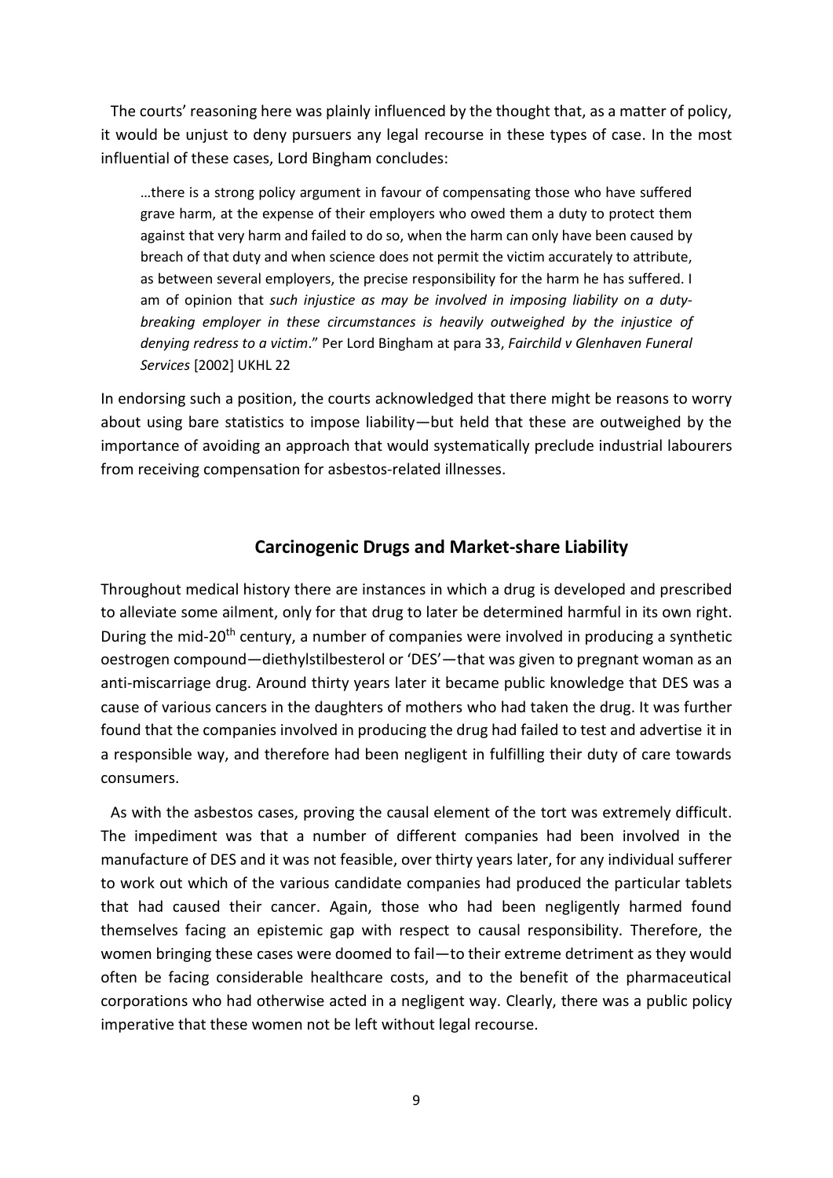The courts' reasoning here was plainly influenced by the thought that, as a matter of policy, it would be unjust to deny pursuers any legal recourse in these types of case. In the most influential of these cases, Lord Bingham concludes:

> …there is a strong policy argument in favour of compensating those who have suffered grave harm, at the expense of their employers who owed them a duty to protect them against that very harm and failed to do so, when the harm can only have been caused by breach of that duty and when science does not permit the victim accurately to attribute, as between several employers, the precise responsibility for the harm he has suffered. I am of opinion that *such injustice as may be involved in imposing liability on a duty-breaking employer in these circumstances is heavily outweighed by the injustice of denying redress to a victim*." Per Lord Bingham at para 33, *Fairchild v Glenhaven Funeral Services* [2002] UKHL 22

In endorsing such a position, the courts acknowledged that there might be reasons to worry about using bare statistics to impose liability—but held that these are outweighed by the importance of avoiding an approach that would systematically preclude industrial labourers from receiving compensation for asbestos-related illnesses.

## Carcinogenic Drugs and Market-share Liability

Throughout medical history there are instances in which a drug is developed and prescribed to alleviate some ailment, only for that drug to later be determined harmful in its own right. During the mid-20th century, a number of companies were involved in producing a synthetic oestrogen compound—diethylstilbesterol or 'DES'—that was given to pregnant woman as an anti-miscarriage drug. Around thirty years later it became public knowledge that DES was a cause of various cancers in the daughters of mothers who had taken the drug. It was further found that the companies involved in producing the drug had failed to test and advertise it in a responsible way, and therefore had been negligent in fulfilling their duty of care towards consumers.

As with the asbestos cases, proving the causal element of the tort was extremely difficult. The impediment was that a number of different companies had been involved in the manufacture of DES and it was not feasible, over thirty years later, for any individual sufferer to work out which of the various candidate companies had produced the particular tablets that had caused their cancer. Again, those who had been negligently harmed found themselves facing an epistemic gap with respect to causal responsibility. Therefore, the women bringing these cases were doomed to fail—to their extreme detriment as they would often be facing considerable healthcare costs, and to the benefit of the pharmaceutical corporations who had otherwise acted in a negligent way. Clearly, there was a public policy imperative that these women not be left without legal recourse.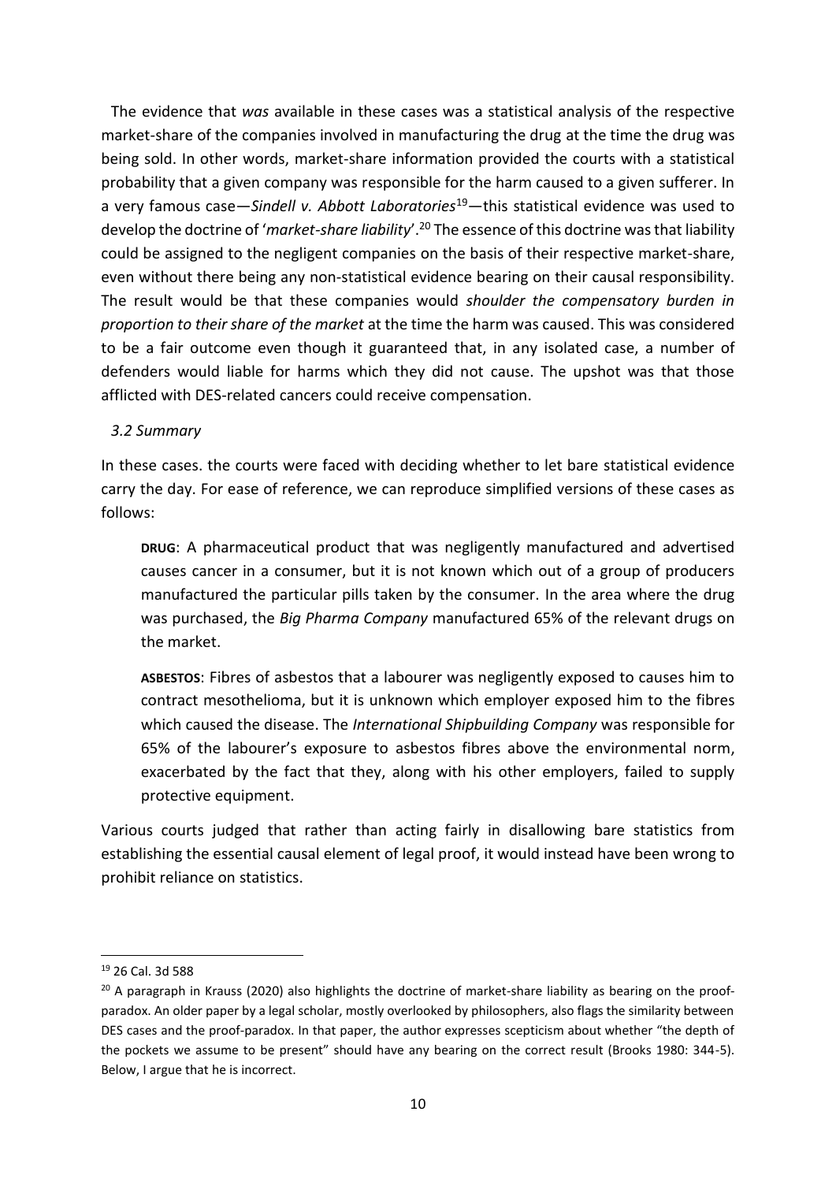The evidence that *was* available in these cases was a statistical analysis of the respective market-share of the companies involved in manufacturing the drug at the time the drug was being sold. In other words, market-share information provided the courts with a statistical probability that a given company was responsible for the harm caused to a given sufferer. In a very famous case—*Sindell v. Abbott Laboratories*[19]—this statistical evidence was used to develop the doctrine of '*market-share liability*'.[20] The essence of this doctrine was that liability could be assigned to the negligent companies on the basis of their respective market-share, even without there being any non-statistical evidence bearing on their causal responsibility. The result would be that these companies would *shoulder the compensatory burden in proportion to their share of the market* at the time the harm was caused. This was considered to be a fair outcome even though it guaranteed that, in any isolated case, a number of defenders would liable for harms which they did not cause. The upshot was that those afflicted with DES-related cancers could receive compensation.

### *3.2 Summary*

In these cases. the courts were faced with deciding whether to let bare statistical evidence carry the day. For ease of reference, we can reproduce simplified versions of these cases as follows:

> **DRUG**: A pharmaceutical product that was negligently manufactured and advertised causes cancer in a consumer, but it is not known which out of a group of producers manufactured the particular pills taken by the consumer. In the area where the drug was purchased, the *Big Pharma Company* manufactured 65% of the relevant drugs on the market.
>
> **ASBESTOS**: Fibres of asbestos that a labourer was negligently exposed to causes him to contract mesothelioma, but it is unknown which employer exposed him to the fibres which caused the disease. The *International Shipbuilding Company* was responsible for 65% of the labourer's exposure to asbestos fibres above the environmental norm, exacerbated by the fact that they, along with his other employers, failed to supply protective equipment.

Various courts judged that rather than acting fairly in disallowing bare statistics from establishing the essential causal element of legal proof, it would instead have been wrong to prohibit reliance on statistics.

---

[19] 26 Cal. 3d 588

[20] A paragraph in Krauss (2020) also highlights the doctrine of market-share liability as bearing on the proof-paradox. An older paper by a legal scholar, mostly overlooked by philosophers, also flags the similarity between DES cases and the proof-paradox. In that paper, the author expresses scepticism about whether "the depth of the pockets we assume to be present" should have any bearing on the correct result (Brooks 1980: 344-5). Below, I argue that he is incorrect.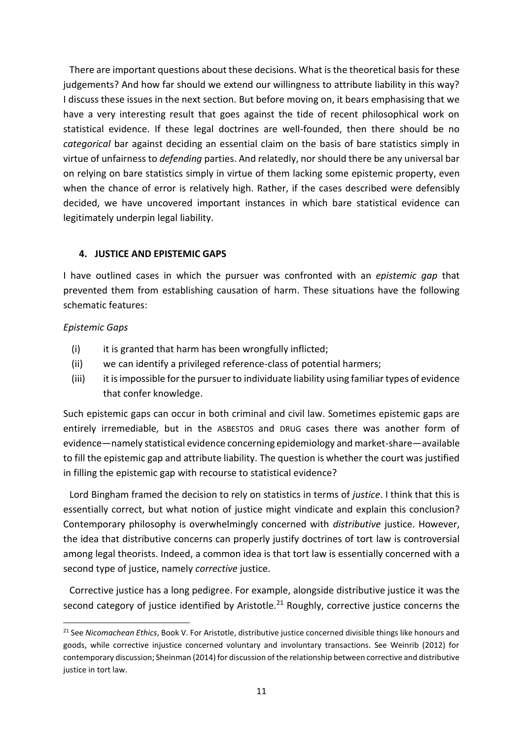There are important questions about these decisions. What is the theoretical basis for these judgements? And how far should we extend our willingness to attribute liability in this way? I discuss these issues in the next section. But before moving on, it bears emphasising that we have a very interesting result that goes against the tide of recent philosophical work on statistical evidence. If these legal doctrines are well-founded, then there should be no *categorical* bar against deciding an essential claim on the basis of bare statistics simply in virtue of unfairness to *defending* parties. And relatedly, nor should there be any universal bar on relying on bare statistics simply in virtue of them lacking some epistemic property, even when the chance of error is relatively high. Rather, if the cases described were defensibly decided, we have uncovered important instances in which bare statistical evidence can legitimately underpin legal liability.

## 4. JUSTICE AND EPISTEMIC GAPS

I have outlined cases in which the pursuer was confronted with an *epistemic gap* that prevented them from establishing causation of harm. These situations have the following schematic features:

*Epistemic Gaps*

(i) it is granted that harm has been wrongfully inflicted;

(ii) we can identify a privileged reference-class of potential harmers;

(iii) it is impossible for the pursuer to individuate liability using familiar types of evidence that confer knowledge.

Such epistemic gaps can occur in both criminal and civil law. Sometimes epistemic gaps are entirely irremediable, but in the ASBESTOS and DRUG cases there was another form of evidence—namely statistical evidence concerning epidemiology and market-share—available to fill the epistemic gap and attribute liability. The question is whether the court was justified in filling the epistemic gap with recourse to statistical evidence?

Lord Bingham framed the decision to rely on statistics in terms of *justice*. I think that this is essentially correct, but what notion of justice might vindicate and explain this conclusion? Contemporary philosophy is overwhelmingly concerned with *distributive* justice. However, the idea that distributive concerns can properly justify doctrines of tort law is controversial among legal theorists. Indeed, a common idea is that tort law is essentially concerned with a second type of justice, namely *corrective* justice.

Corrective justice has a long pedigree. For example, alongside distributive justice it was the second category of justice identified by Aristotle.[21] Roughly, corrective justice concerns the

[21] See *Nicomachean Ethics*, Book V. For Aristotle, distributive justice concerned divisible things like honours and goods, while corrective injustice concerned voluntary and involuntary transactions. See Weinrib (2012) for contemporary discussion; Sheinman (2014) for discussion of the relationship between corrective and distributive justice in tort law.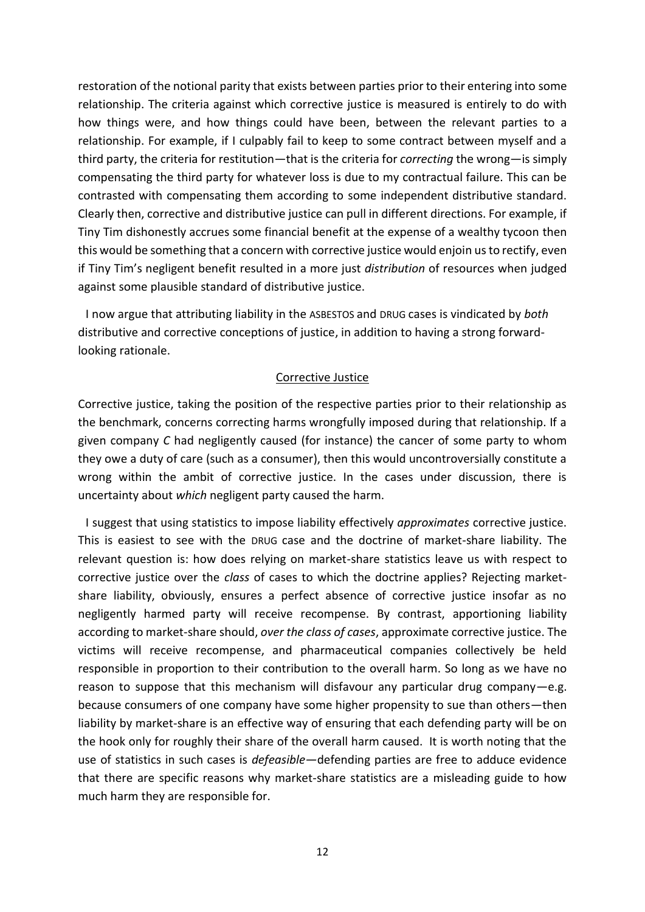restoration of the notional parity that exists between parties prior to their entering into some relationship. The criteria against which corrective justice is measured is entirely to do with how things were, and how things could have been, between the relevant parties to a relationship. For example, if I culpably fail to keep to some contract between myself and a third party, the criteria for restitution—that is the criteria for *correcting* the wrong—is simply compensating the third party for whatever loss is due to my contractual failure. This can be contrasted with compensating them according to some independent distributive standard. Clearly then, corrective and distributive justice can pull in different directions. For example, if Tiny Tim dishonestly accrues some financial benefit at the expense of a wealthy tycoon then this would be something that a concern with corrective justice would enjoin us to rectify, even if Tiny Tim's negligent benefit resulted in a more just *distribution* of resources when judged against some plausible standard of distributive justice.

I now argue that attributing liability in the ASBESTOS and DRUG cases is vindicated by *both* distributive and corrective conceptions of justice, in addition to having a strong forward-looking rationale.

## Corrective Justice

Corrective justice, taking the position of the respective parties prior to their relationship as the benchmark, concerns correcting harms wrongfully imposed during that relationship. If a given company *C* had negligently caused (for instance) the cancer of some party to whom they owe a duty of care (such as a consumer), then this would uncontroversially constitute a wrong within the ambit of corrective justice. In the cases under discussion, there is uncertainty about *which* negligent party caused the harm.

I suggest that using statistics to impose liability effectively *approximates* corrective justice. This is easiest to see with the DRUG case and the doctrine of market-share liability. The relevant question is: how does relying on market-share statistics leave us with respect to corrective justice over the *class* of cases to which the doctrine applies? Rejecting market-share liability, obviously, ensures a perfect absence of corrective justice insofar as no negligently harmed party will receive recompense. By contrast, apportioning liability according to market-share should, *over the class of cases*, approximate corrective justice. The victims will receive recompense, and pharmaceutical companies collectively be held responsible in proportion to their contribution to the overall harm. So long as we have no reason to suppose that this mechanism will disfavour any particular drug company—e.g. because consumers of one company have some higher propensity to sue than others—then liability by market-share is an effective way of ensuring that each defending party will be on the hook only for roughly their share of the overall harm caused. It is worth noting that the use of statistics in such cases is *defeasible*—defending parties are free to adduce evidence that there are specific reasons why market-share statistics are a misleading guide to how much harm they are responsible for.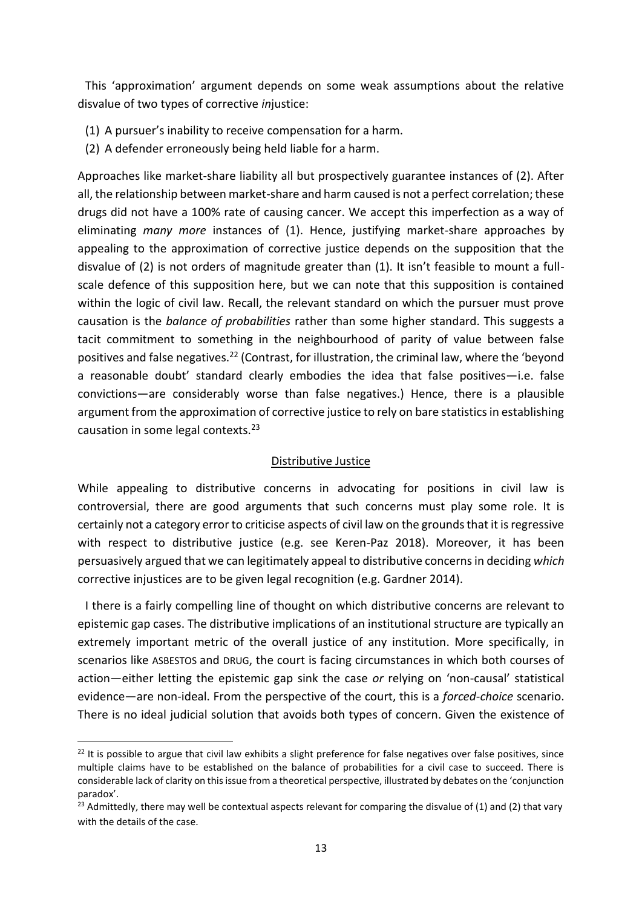This 'approximation' argument depends on some weak assumptions about the relative disvalue of two types of corrective *in*justice:

(1) A pursuer's inability to receive compensation for a harm.
(2) A defender erroneously being held liable for a harm.

Approaches like market-share liability all but prospectively guarantee instances of (2). After all, the relationship between market-share and harm caused is not a perfect correlation; these drugs did not have a 100% rate of causing cancer. We accept this imperfection as a way of eliminating *many more* instances of (1). Hence, justifying market-share approaches by appealing to the approximation of corrective justice depends on the supposition that the disvalue of (2) is not orders of magnitude greater than (1). It isn't feasible to mount a full-scale defence of this supposition here, but we can note that this supposition is contained within the logic of civil law. Recall, the relevant standard on which the pursuer must prove causation is the *balance of probabilities* rather than some higher standard. This suggests a tacit commitment to something in the neighbourhood of parity of value between false positives and false negatives.[22] (Contrast, for illustration, the criminal law, where the 'beyond a reasonable doubt' standard clearly embodies the idea that false positives—i.e. false convictions—are considerably worse than false negatives.) Hence, there is a plausible argument from the approximation of corrective justice to rely on bare statistics in establishing causation in some legal contexts.[23]

## Distributive Justice

While appealing to distributive concerns in advocating for positions in civil law is controversial, there are good arguments that such concerns must play some role. It is certainly not a category error to criticise aspects of civil law on the grounds that it is regressive with respect to distributive justice (e.g. see Keren-Paz 2018). Moreover, it has been persuasively argued that we can legitimately appeal to distributive concerns in deciding *which* corrective injustices are to be given legal recognition (e.g. Gardner 2014).

I there is a fairly compelling line of thought on which distributive concerns are relevant to epistemic gap cases. The distributive implications of an institutional structure are typically an extremely important metric of the overall justice of any institution. More specifically, in scenarios like ASBESTOS and DRUG, the court is facing circumstances in which both courses of action—either letting the epistemic gap sink the case *or* relying on 'non-causal' statistical evidence—are non-ideal. From the perspective of the court, this is a *forced-choice* scenario. There is no ideal judicial solution that avoids both types of concern. Given the existence of

---

[22] It is possible to argue that civil law exhibits a slight preference for false negatives over false positives, since multiple claims have to be established on the balance of probabilities for a civil case to succeed. There is considerable lack of clarity on this issue from a theoretical perspective, illustrated by debates on the 'conjunction paradox'.

[23] Admittedly, there may well be contextual aspects relevant for comparing the disvalue of (1) and (2) that vary with the details of the case.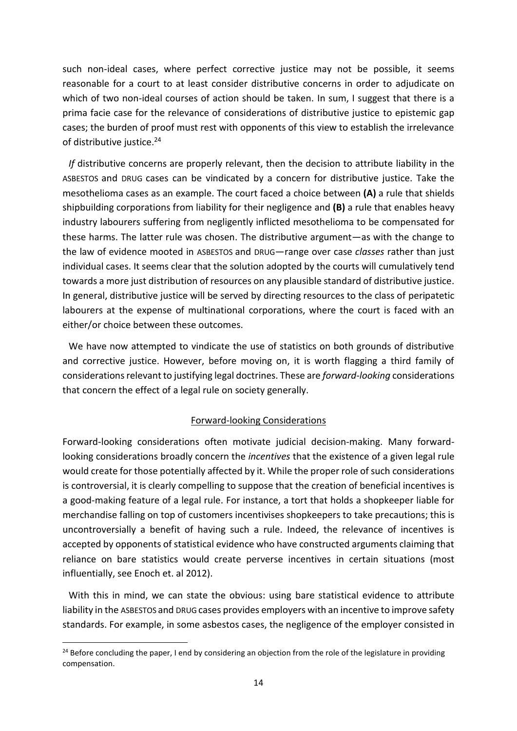such non-ideal cases, where perfect corrective justice may not be possible, it seems reasonable for a court to at least consider distributive concerns in order to adjudicate on which of two non-ideal courses of action should be taken. In sum, I suggest that there is a prima facie case for the relevance of considerations of distributive justice to epistemic gap cases; the burden of proof must rest with opponents of this view to establish the irrelevance of distributive justice.[24]

*If* distributive concerns are properly relevant, then the decision to attribute liability in the ASBESTOS and DRUG cases can be vindicated by a concern for distributive justice. Take the mesothelioma cases as an example. The court faced a choice between **(A)** a rule that shields shipbuilding corporations from liability for their negligence and **(B)** a rule that enables heavy industry labourers suffering from negligently inflicted mesothelioma to be compensated for these harms. The latter rule was chosen. The distributive argument—as with the change to the law of evidence mooted in ASBESTOS and DRUG—range over case *classes* rather than just individual cases. It seems clear that the solution adopted by the courts will cumulatively tend towards a more just distribution of resources on any plausible standard of distributive justice. In general, distributive justice will be served by directing resources to the class of peripatetic labourers at the expense of multinational corporations, where the court is faced with an either/or choice between these outcomes.

We have now attempted to vindicate the use of statistics on both grounds of distributive and corrective justice. However, before moving on, it is worth flagging a third family of considerations relevant to justifying legal doctrines. These are *forward-looking* considerations that concern the effect of a legal rule on society generally.

## Forward-looking Considerations

Forward-looking considerations often motivate judicial decision-making. Many forward-looking considerations broadly concern the *incentives* that the existence of a given legal rule would create for those potentially affected by it. While the proper role of such considerations is controversial, it is clearly compelling to suppose that the creation of beneficial incentives is a good-making feature of a legal rule. For instance, a tort that holds a shopkeeper liable for merchandise falling on top of customers incentivises shopkeepers to take precautions; this is uncontroversially a benefit of having such a rule. Indeed, the relevance of incentives is accepted by opponents of statistical evidence who have constructed arguments claiming that reliance on bare statistics would create perverse incentives in certain situations (most influentially, see Enoch et. al 2012).

With this in mind, we can state the obvious: using bare statistical evidence to attribute liability in the ASBESTOS and DRUG cases provides employers with an incentive to improve safety standards. For example, in some asbestos cases, the negligence of the employer consisted in

[24] Before concluding the paper, I end by considering an objection from the role of the legislature in providing compensation.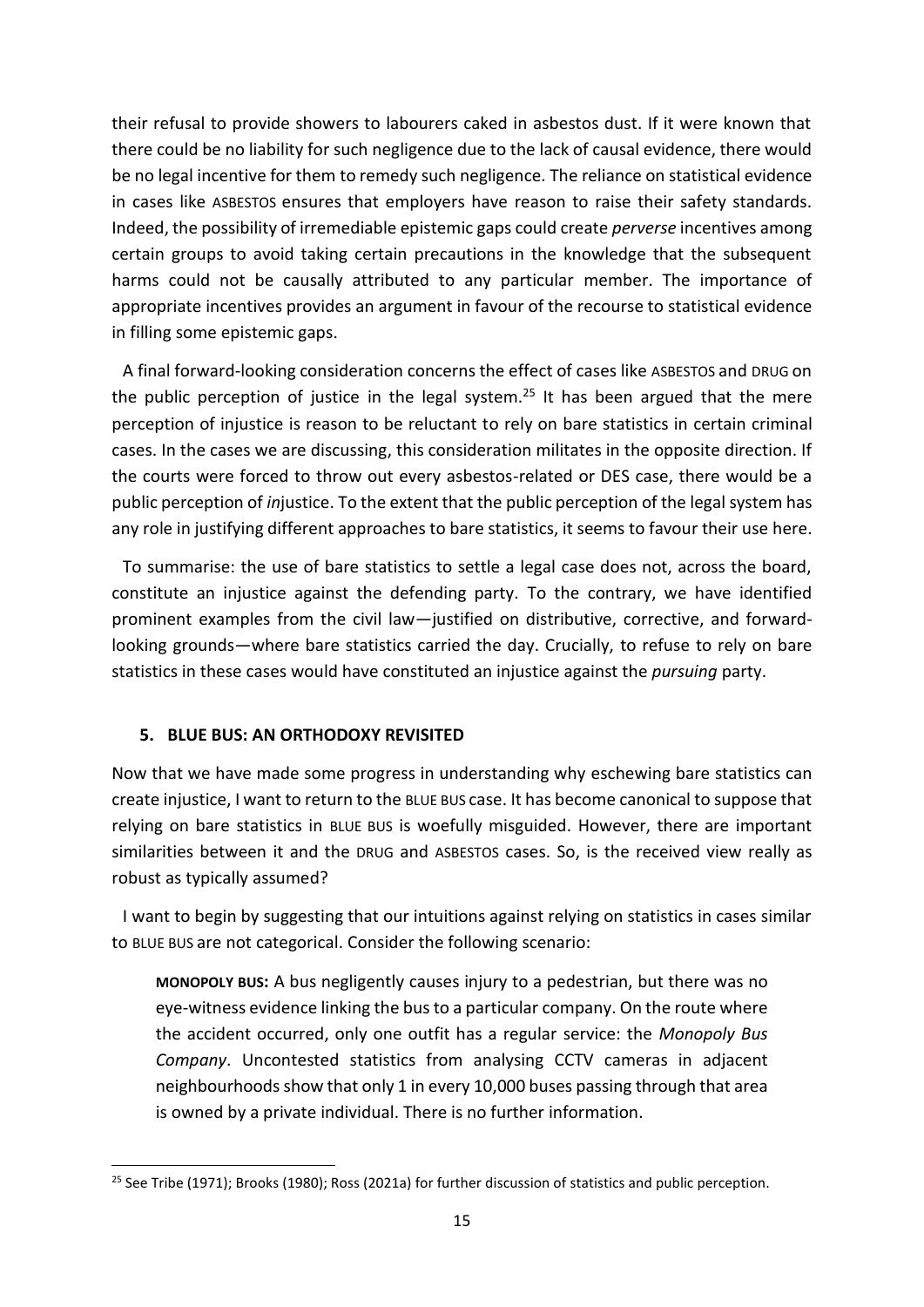their refusal to provide showers to labourers caked in asbestos dust. If it were known that there could be no liability for such negligence due to the lack of causal evidence, there would be no legal incentive for them to remedy such negligence. The reliance on statistical evidence in cases like ASBESTOS ensures that employers have reason to raise their safety standards. Indeed, the possibility of irremediable epistemic gaps could create *perverse* incentives among certain groups to avoid taking certain precautions in the knowledge that the subsequent harms could not be causally attributed to any particular member. The importance of appropriate incentives provides an argument in favour of the recourse to statistical evidence in filling some epistemic gaps.

A final forward-looking consideration concerns the effect of cases like ASBESTOS and DRUG on the public perception of justice in the legal system.[25] It has been argued that the mere perception of injustice is reason to be reluctant to rely on bare statistics in certain criminal cases. In the cases we are discussing, this consideration militates in the opposite direction. If the courts were forced to throw out every asbestos-related or DES case, there would be a public perception of *in*justice. To the extent that the public perception of the legal system has any role in justifying different approaches to bare statistics, it seems to favour their use here.

To summarise: the use of bare statistics to settle a legal case does not, across the board, constitute an injustice against the defending party. To the contrary, we have identified prominent examples from the civil law—justified on distributive, corrective, and forward-looking grounds—where bare statistics carried the day. Crucially, to refuse to rely on bare statistics in these cases would have constituted an injustice against the *pursuing* party.

## 5. BLUE BUS: AN ORTHODOXY REVISITED

Now that we have made some progress in understanding why eschewing bare statistics can create injustice, I want to return to the BLUE BUS case. It has become canonical to suppose that relying on bare statistics in BLUE BUS is woefully misguided. However, there are important similarities between it and the DRUG and ASBESTOS cases. So, is the received view really as robust as typically assumed?

I want to begin by suggesting that our intuitions against relying on statistics in cases similar to BLUE BUS are not categorical. Consider the following scenario:

> **MONOPOLY BUS:** A bus negligently causes injury to a pedestrian, but there was no eye-witness evidence linking the bus to a particular company. On the route where the accident occurred, only one outfit has a regular service: the *Monopoly Bus Company*. Uncontested statistics from analysing CCTV cameras in adjacent neighbourhoods show that only 1 in every 10,000 buses passing through that area is owned by a private individual. There is no further information.

[25] See Tribe (1971); Brooks (1980); Ross (2021a) for further discussion of statistics and public perception.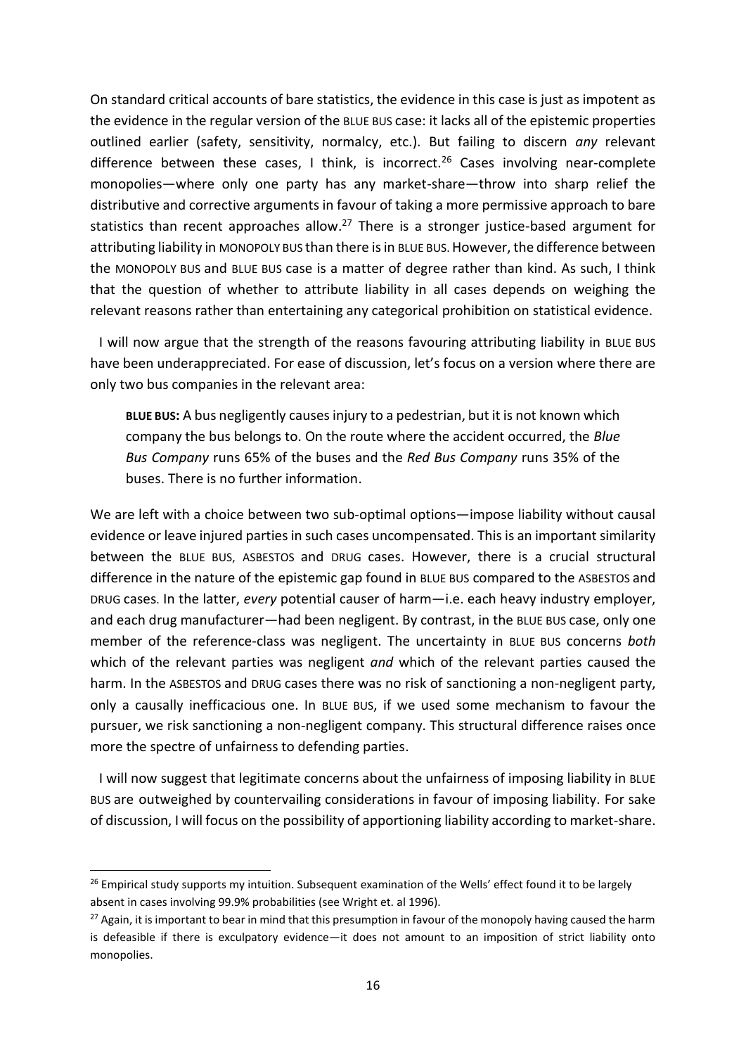On standard critical accounts of bare statistics, the evidence in this case is just as impotent as the evidence in the regular version of the BLUE BUS case: it lacks all of the epistemic properties outlined earlier (safety, sensitivity, normalcy, etc.). But failing to discern *any* relevant difference between these cases, I think, is incorrect.[26] Cases involving near-complete monopolies—where only one party has any market-share—throw into sharp relief the distributive and corrective arguments in favour of taking a more permissive approach to bare statistics than recent approaches allow.[27] There is a stronger justice-based argument for attributing liability in MONOPOLY BUS than there is in BLUE BUS. However, the difference between the MONOPOLY BUS and BLUE BUS case is a matter of degree rather than kind. As such, I think that the question of whether to attribute liability in all cases depends on weighing the relevant reasons rather than entertaining any categorical prohibition on statistical evidence.

I will now argue that the strength of the reasons favouring attributing liability in BLUE BUS have been underappreciated. For ease of discussion, let's focus on a version where there are only two bus companies in the relevant area:

> **BLUE BUS:** A bus negligently causes injury to a pedestrian, but it is not known which company the bus belongs to. On the route where the accident occurred, the *Blue Bus Company* runs 65% of the buses and the *Red Bus Company* runs 35% of the buses. There is no further information.

We are left with a choice between two sub-optimal options—impose liability without causal evidence or leave injured parties in such cases uncompensated. This is an important similarity between the BLUE BUS, ASBESTOS and DRUG cases. However, there is a crucial structural difference in the nature of the epistemic gap found in BLUE BUS compared to the ASBESTOS and DRUG cases. In the latter, *every* potential causer of harm—i.e. each heavy industry employer, and each drug manufacturer—had been negligent. By contrast, in the BLUE BUS case, only one member of the reference-class was negligent. The uncertainty in BLUE BUS concerns *both* which of the relevant parties was negligent *and* which of the relevant parties caused the harm. In the ASBESTOS and DRUG cases there was no risk of sanctioning a non-negligent party, only a causally inefficacious one. In BLUE BUS, if we used some mechanism to favour the pursuer, we risk sanctioning a non-negligent company. This structural difference raises once more the spectre of unfairness to defending parties.

I will now suggest that legitimate concerns about the unfairness of imposing liability in BLUE BUS are outweighed by countervailing considerations in favour of imposing liability. For sake of discussion, I will focus on the possibility of apportioning liability according to market-share.

---

[26] Empirical study supports my intuition. Subsequent examination of the Wells' effect found it to be largely absent in cases involving 99.9% probabilities (see Wright et. al 1996).

[27] Again, it is important to bear in mind that this presumption in favour of the monopoly having caused the harm is defeasible if there is exculpatory evidence—it does not amount to an imposition of strict liability onto monopolies.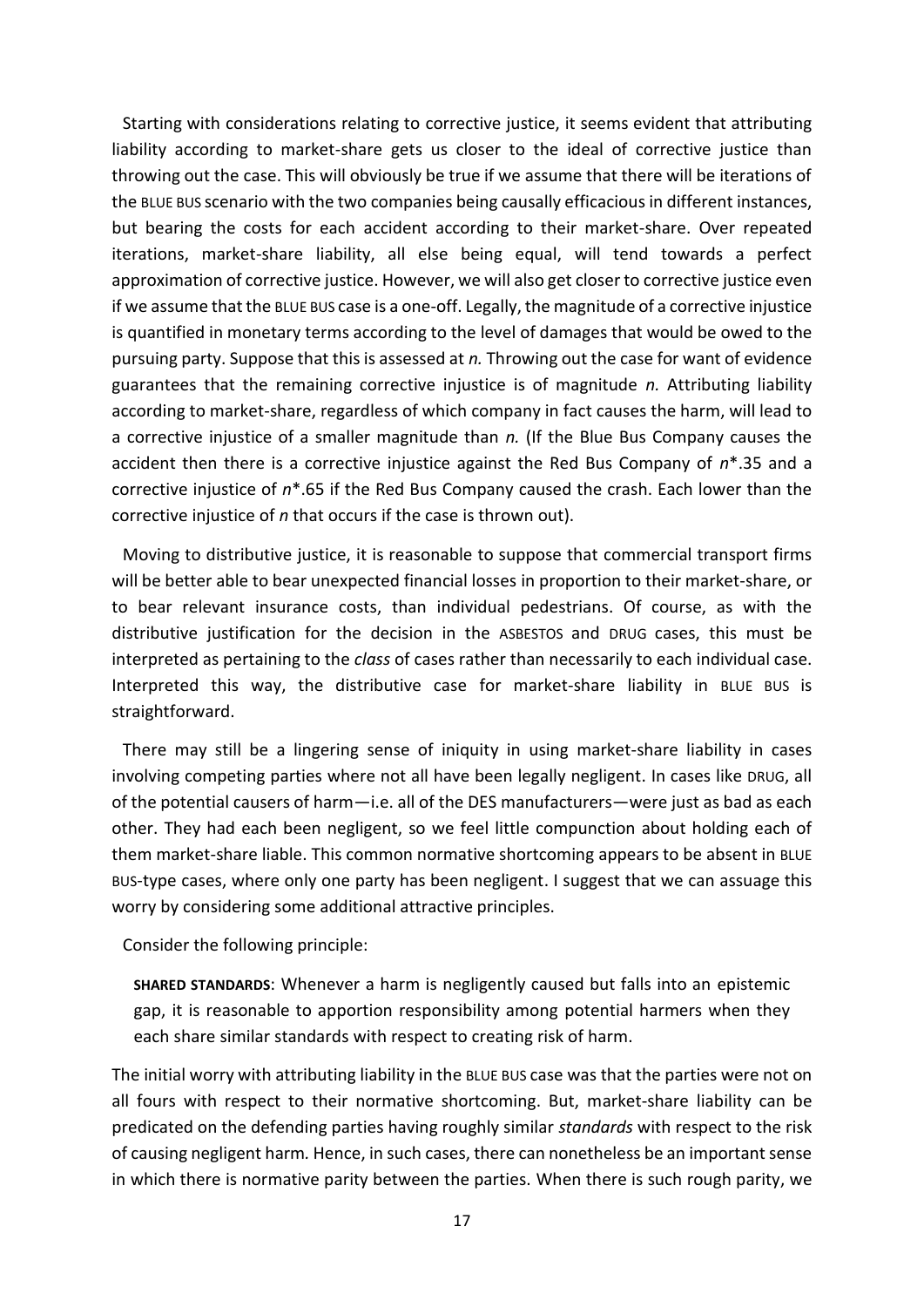Starting with considerations relating to corrective justice, it seems evident that attributing liability according to market-share gets us closer to the ideal of corrective justice than throwing out the case. This will obviously be true if we assume that there will be iterations of the BLUE BUS scenario with the two companies being causally efficacious in different instances, but bearing the costs for each accident according to their market-share. Over repeated iterations, market-share liability, all else being equal, will tend towards a perfect approximation of corrective justice. However, we will also get closer to corrective justice even if we assume that the BLUE BUS case is a one-off. Legally, the magnitude of a corrective injustice is quantified in monetary terms according to the level of damages that would be owed to the pursuing party. Suppose that this is assessed at $n$. Throwing out the case for want of evidence guarantees that the remaining corrective injustice is of magnitude $n$. Attributing liability according to market-share, regardless of which company in fact causes the harm, will lead to a corrective injustice of a smaller magnitude than $n$. (If the Blue Bus Company causes the accident then there is a corrective injustice against the Red Bus Company of $n$*.35 and a corrective injustice of $n$*.65 if the Red Bus Company caused the crash. Each lower than the corrective injustice of $n$ that occurs if the case is thrown out).

Moving to distributive justice, it is reasonable to suppose that commercial transport firms will be better able to bear unexpected financial losses in proportion to their market-share, or to bear relevant insurance costs, than individual pedestrians. Of course, as with the distributive justification for the decision in the ASBESTOS and DRUG cases, this must be interpreted as pertaining to the *class* of cases rather than necessarily to each individual case. Interpreted this way, the distributive case for market-share liability in BLUE BUS is straightforward.

There may still be a lingering sense of iniquity in using market-share liability in cases involving competing parties where not all have been legally negligent. In cases like DRUG, all of the potential causers of harm—i.e. all of the DES manufacturers—were just as bad as each other. They had each been negligent, so we feel little compunction about holding each of them market-share liable. This common normative shortcoming appears to be absent in BLUE BUS-type cases, where only one party has been negligent. I suggest that we can assuage this worry by considering some additional attractive principles.

Consider the following principle:

> **SHARED STANDARDS**: Whenever a harm is negligently caused but falls into an epistemic gap, it is reasonable to apportion responsibility among potential harmers when they each share similar standards with respect to creating risk of harm.

The initial worry with attributing liability in the BLUE BUS case was that the parties were not on all fours with respect to their normative shortcoming. But, market-share liability can be predicated on the defending parties having roughly similar *standards* with respect to the risk of causing negligent harm. Hence, in such cases, there can nonetheless be an important sense in which there is normative parity between the parties. When there is such rough parity, we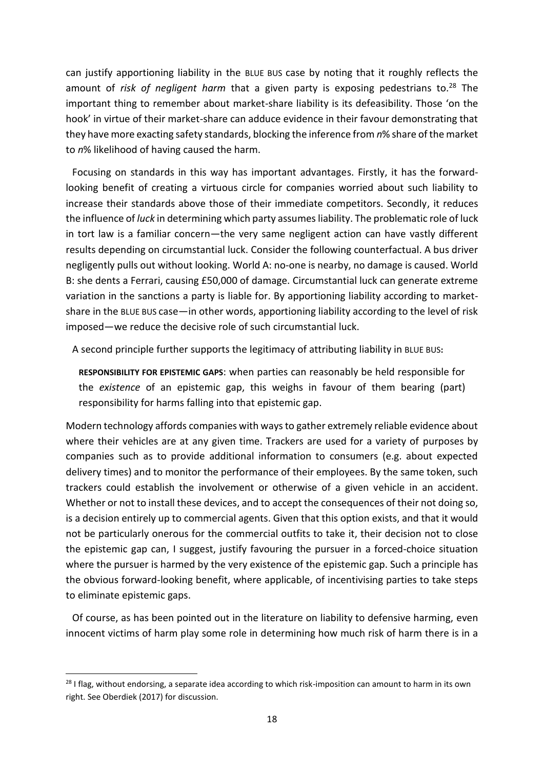can justify apportioning liability in the BLUE BUS case by noting that it roughly reflects the amount of *risk of negligent harm* that a given party is exposing pedestrians to.[28] The important thing to remember about market-share liability is its defeasibility. Those 'on the hook' in virtue of their market-share can adduce evidence in their favour demonstrating that they have more exacting safety standards, blocking the inference from *n*% share of the market to *n*% likelihood of having caused the harm.

Focusing on standards in this way has important advantages. Firstly, it has the forward-looking benefit of creating a virtuous circle for companies worried about such liability to increase their standards above those of their immediate competitors. Secondly, it reduces the influence of *luck* in determining which party assumes liability. The problematic role of luck in tort law is a familiar concern—the very same negligent action can have vastly different results depending on circumstantial luck. Consider the following counterfactual. A bus driver negligently pulls out without looking. World A: no-one is nearby, no damage is caused. World B: she dents a Ferrari, causing £50,000 of damage. Circumstantial luck can generate extreme variation in the sanctions a party is liable for. By apportioning liability according to market-share in the BLUE BUS case—in other words, apportioning liability according to the level of risk imposed—we reduce the decisive role of such circumstantial luck.

A second principle further supports the legitimacy of attributing liability in BLUE BUS:

> **RESPONSIBILITY FOR EPISTEMIC GAPS**: when parties can reasonably be held responsible for the *existence* of an epistemic gap, this weighs in favour of them bearing (part) responsibility for harms falling into that epistemic gap.

Modern technology affords companies with ways to gather extremely reliable evidence about where their vehicles are at any given time. Trackers are used for a variety of purposes by companies such as to provide additional information to consumers (e.g. about expected delivery times) and to monitor the performance of their employees. By the same token, such trackers could establish the involvement or otherwise of a given vehicle in an accident. Whether or not to install these devices, and to accept the consequences of their not doing so, is a decision entirely up to commercial agents. Given that this option exists, and that it would not be particularly onerous for the commercial outfits to take it, their decision not to close the epistemic gap can, I suggest, justify favouring the pursuer in a forced-choice situation where the pursuer is harmed by the very existence of the epistemic gap. Such a principle has the obvious forward-looking benefit, where applicable, of incentivising parties to take steps to eliminate epistemic gaps.

Of course, as has been pointed out in the literature on liability to defensive harming, even innocent victims of harm play some role in determining how much risk of harm there is in a

---

[28] I flag, without endorsing, a separate idea according to which risk-imposition can amount to harm in its own right. See Oberdiek (2017) for discussion.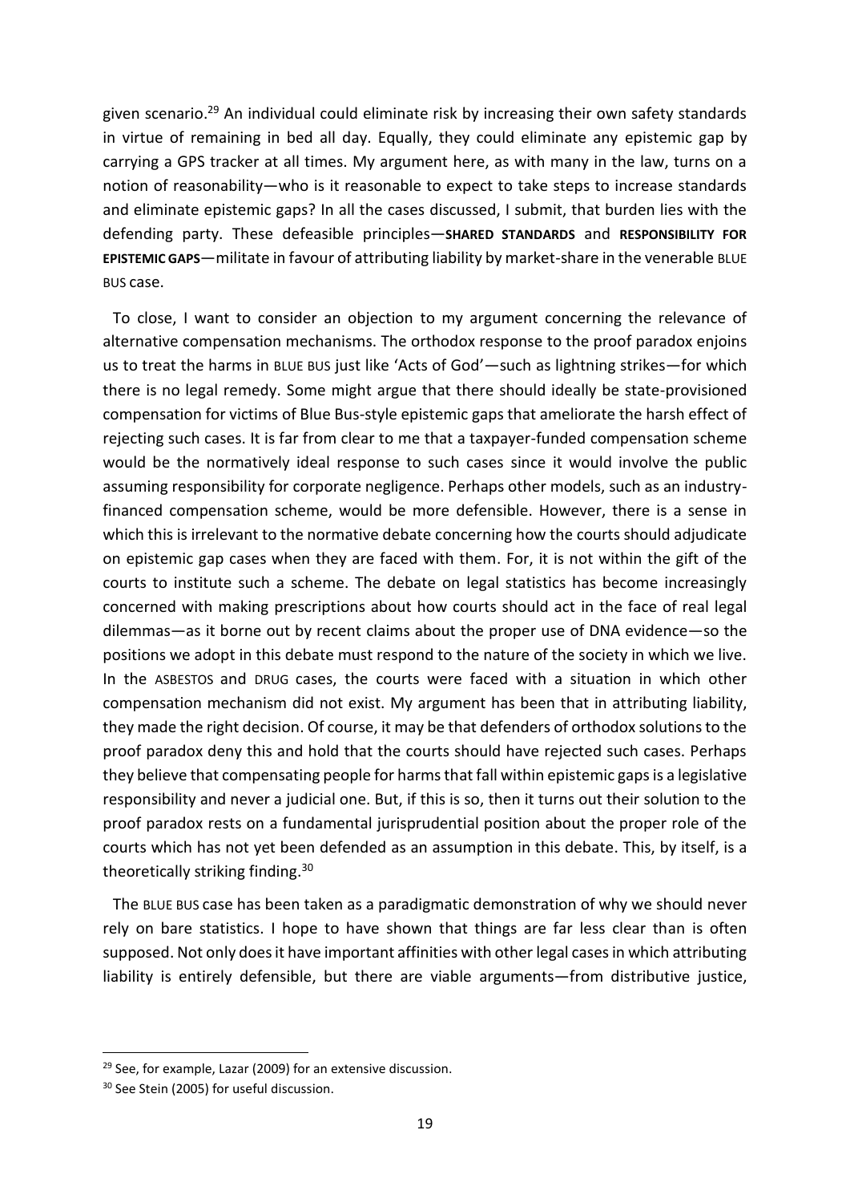given scenario.[29] An individual could eliminate risk by increasing their own safety standards in virtue of remaining in bed all day. Equally, they could eliminate any epistemic gap by carrying a GPS tracker at all times. My argument here, as with many in the law, turns on a notion of reasonability—who is it reasonable to expect to take steps to increase standards and eliminate epistemic gaps? In all the cases discussed, I submit, that burden lies with the defending party. These defeasible principles—**SHARED STANDARDS** and **RESPONSIBILITY FOR EPISTEMIC GAPS**—militate in favour of attributing liability by market-share in the venerable BLUE BUS case.

To close, I want to consider an objection to my argument concerning the relevance of alternative compensation mechanisms. The orthodox response to the proof paradox enjoins us to treat the harms in BLUE BUS just like 'Acts of God'—such as lightning strikes—for which there is no legal remedy. Some might argue that there should ideally be state-provisioned compensation for victims of Blue Bus-style epistemic gaps that ameliorate the harsh effect of rejecting such cases. It is far from clear to me that a taxpayer-funded compensation scheme would be the normatively ideal response to such cases since it would involve the public assuming responsibility for corporate negligence. Perhaps other models, such as an industry-financed compensation scheme, would be more defensible. However, there is a sense in which this is irrelevant to the normative debate concerning how the courts should adjudicate on epistemic gap cases when they are faced with them. For, it is not within the gift of the courts to institute such a scheme. The debate on legal statistics has become increasingly concerned with making prescriptions about how courts should act in the face of real legal dilemmas—as it borne out by recent claims about the proper use of DNA evidence—so the positions we adopt in this debate must respond to the nature of the society in which we live. In the ASBESTOS and DRUG cases, the courts were faced with a situation in which other compensation mechanism did not exist. My argument has been that in attributing liability, they made the right decision. Of course, it may be that defenders of orthodox solutions to the proof paradox deny this and hold that the courts should have rejected such cases. Perhaps they believe that compensating people for harms that fall within epistemic gaps is a legislative responsibility and never a judicial one. But, if this is so, then it turns out their solution to the proof paradox rests on a fundamental jurisprudential position about the proper role of the courts which has not yet been defended as an assumption in this debate. This, by itself, is a theoretically striking finding.[30]

The BLUE BUS case has been taken as a paradigmatic demonstration of why we should never rely on bare statistics. I hope to have shown that things are far less clear than is often supposed. Not only does it have important affinities with other legal cases in which attributing liability is entirely defensible, but there are viable arguments—from distributive justice,

[29] See, for example, Lazar (2009) for an extensive discussion.

[30] See Stein (2005) for useful discussion.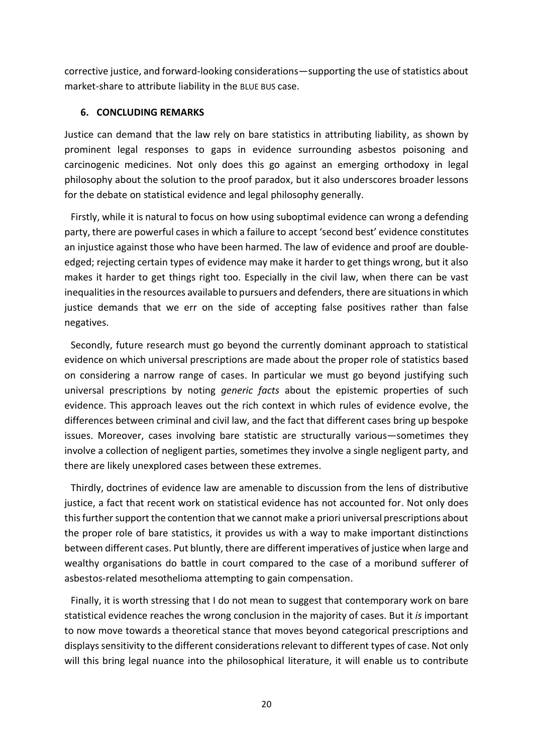corrective justice, and forward-looking considerations—supporting the use of statistics about market-share to attribute liability in the BLUE BUS case.

## 6. CONCLUDING REMARKS

Justice can demand that the law rely on bare statistics in attributing liability, as shown by prominent legal responses to gaps in evidence surrounding asbestos poisoning and carcinogenic medicines. Not only does this go against an emerging orthodoxy in legal philosophy about the solution to the proof paradox, but it also underscores broader lessons for the debate on statistical evidence and legal philosophy generally.

Firstly, while it is natural to focus on how using suboptimal evidence can wrong a defending party, there are powerful cases in which a failure to accept 'second best' evidence constitutes an injustice against those who have been harmed. The law of evidence and proof are double-edged; rejecting certain types of evidence may make it harder to get things wrong, but it also makes it harder to get things right too. Especially in the civil law, when there can be vast inequalities in the resources available to pursuers and defenders, there are situations in which justice demands that we err on the side of accepting false positives rather than false negatives.

Secondly, future research must go beyond the currently dominant approach to statistical evidence on which universal prescriptions are made about the proper role of statistics based on considering a narrow range of cases. In particular we must go beyond justifying such universal prescriptions by noting *generic facts* about the epistemic properties of such evidence. This approach leaves out the rich context in which rules of evidence evolve, the differences between criminal and civil law, and the fact that different cases bring up bespoke issues. Moreover, cases involving bare statistic are structurally various—sometimes they involve a collection of negligent parties, sometimes they involve a single negligent party, and there are likely unexplored cases between these extremes.

Thirdly, doctrines of evidence law are amenable to discussion from the lens of distributive justice, a fact that recent work on statistical evidence has not accounted for. Not only does this further support the contention that we cannot make a priori universal prescriptions about the proper role of bare statistics, it provides us with a way to make important distinctions between different cases. Put bluntly, there are different imperatives of justice when large and wealthy organisations do battle in court compared to the case of a moribund sufferer of asbestos-related mesothelioma attempting to gain compensation.

Finally, it is worth stressing that I do not mean to suggest that contemporary work on bare statistical evidence reaches the wrong conclusion in the majority of cases. But it *is* important to now move towards a theoretical stance that moves beyond categorical prescriptions and displays sensitivity to the different considerations relevant to different types of case. Not only will this bring legal nuance into the philosophical literature, it will enable us to contribute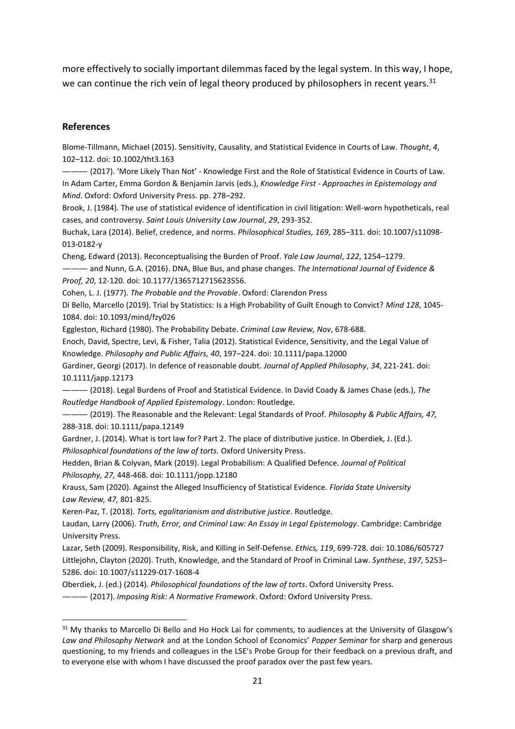more effectively to socially important dilemmas faced by the legal system. In this way, I hope, we can continue the rich vein of legal theory produced by philosophers in recent years.[31]

## References

Blome-Tillmann, Michael (2015). Sensitivity, Causality, and Statistical Evidence in Courts of Law. *Thought*, *4*, 102–112. doi: 10.1002/tht3.163

——— (2017). 'More Likely Than Not' - Knowledge First and the Role of Statistical Evidence in Courts of Law. In Adam Carter, Emma Gordon & Benjamin Jarvis (eds.), *Knowledge First - Approaches in Epistemology and Mind*. Oxford: Oxford University Press. pp. 278–292.

Brook, J. (1984). The use of statistical evidence of identification in civil litigation: Well-worn hypotheticals, real cases, and controversy. *Saint Louis University Law Journal*, *29*, 293-352.

Buchak, Lara (2014). Belief, credence, and norms. *Philosophical Studies, 169*, 285–311. doi: 10.1007/s11098-013-0182-y

Cheng, Edward (2013). Reconceptualising the Burden of Proof. *Yale Law Journal*, *122*, 1254–1279.

——— and Nunn, G.A. (2016). DNA, Blue Bus, and phase changes. *The International Journal of Evidence & Proof, 20*, 12-120. doi: 10.1177/1365712715623556.

Cohen, L. J. (1977). *The Probable and the Provable*. Oxford: Clarendon Press

Di Bello, Marcello (2019). Trial by Statistics: Is a High Probability of Guilt Enough to Convict? *Mind 128*, 1045-1084. doi: 10.1093/mind/fzy026

Eggleston, Richard (1980). The Probability Debate. *Criminal Law Review, Nov*, 678-688.

Enoch, David, Spectre, Levi, & Fisher, Talia (2012). Statistical Evidence, Sensitivity, and the Legal Value of Knowledge. *Philosophy and Public Affairs, 40*, 197–224. doi: 10.1111/papa.12000

Gardiner, Georgi (2017). In defence of reasonable doubt. *Journal of Applied Philosophy*, *34*, 221-241. doi: 10.1111/japp.12173

——— (2018). Legal Burdens of Proof and Statistical Evidence. In David Coady & James Chase (eds.), *The Routledge Handbook of Applied Epistemology*. London: Routledge.

——— (2019). The Reasonable and the Relevant: Legal Standards of Proof. *Philosophy & Public Affairs, 47,* 288-318. doi: 10.1111/papa.12149

Gardner, J. (2014). What is tort law for? Part 2. The place of distributive justice. In Oberdiek, J. (Ed.). *Philosophical foundations of the law of torts.* Oxford University Press.

Hedden, Brian & Colyvan, Mark (2019). Legal Probabilism: A Qualified Defence. *Journal of Political Philosophy, 27,* 448-468. doi: 10.1111/jopp.12180

Krauss, Sam (2020). Against the Alleged Insufficiency of Statistical Evidence*. Florida State University Law Review, 47,* 801-825.

Keren-Paz, T. (2018). *Torts, egalitarianism and distributive justice*. Routledge.

Laudan, Larry (2006). *Truth, Error, and Criminal Law: An Essay in Legal Epistemology*. Cambridge: Cambridge University Press.

Lazar, Seth (2009). Responsibility, Risk, and Killing in Self-Defense. *Ethics, 119*, 699-728. doi: 10.1086/605727

Littlejohn, Clayton (2020). Truth, Knowledge, and the Standard of Proof in Criminal Law. *Synthese*, *197*, 5253–5286. doi: 10.1007/s11229-017-1608-4

Oberdiek, J. (ed.) (2014). *Philosophical foundations of the law of torts*. Oxford University Press.

——— (2017). *Imposing Risk: A Normative Framework*. Oxford: Oxford University Press.

[31] My thanks to Marcello Di Bello and Ho Hock Lai for comments, to audiences at the University of Glasgow's *Law and Philosophy Network* and at the London School of Economics' *Popper Seminar* for sharp and generous questioning, to my friends and colleagues in the LSE's Probe Group for their feedback on a previous draft, and to everyone else with whom I have discussed the proof paradox over the past few years.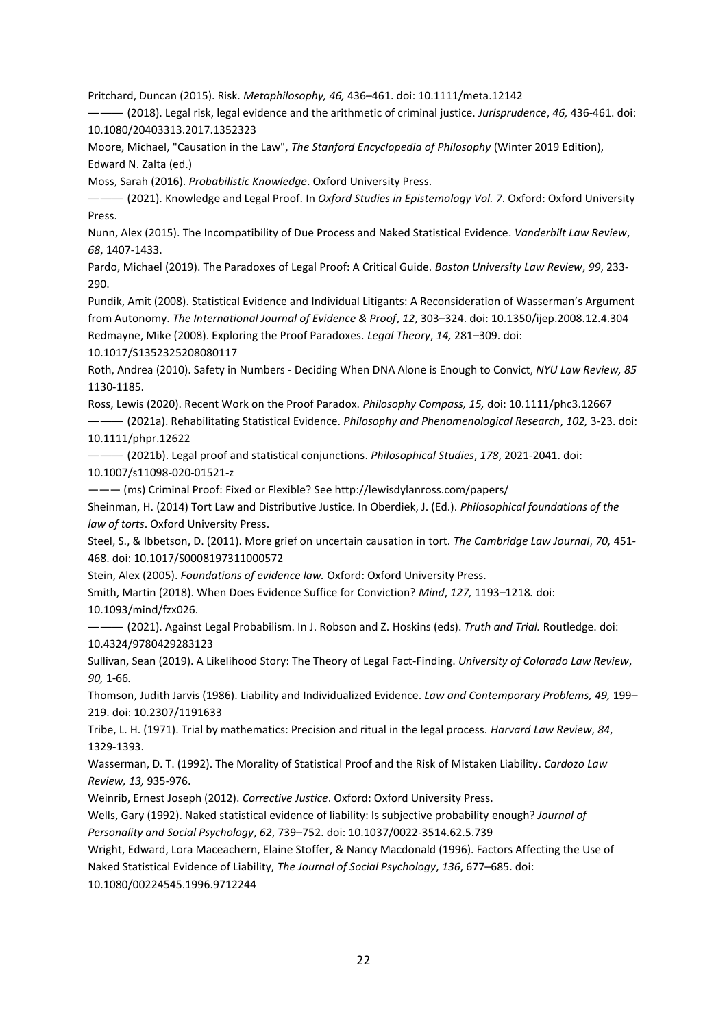Pritchard, Duncan (2015). Risk. *Metaphilosophy, 46,* 436–461. doi: 10.1111/meta.12142

——— (2018). Legal risk, legal evidence and the arithmetic of criminal justice. *Jurisprudence*, *46,* 436-461. doi: 10.1080/20403313.2017.1352323

Moore, Michael, "Causation in the Law", *The Stanford Encyclopedia of Philosophy* (Winter 2019 Edition), Edward N. Zalta (ed.)

Moss, Sarah (2016). *Probabilistic Knowledge*. Oxford University Press.

——— (2021). Knowledge and Legal Proof. In *Oxford Studies in Epistemology Vol. 7*. Oxford: Oxford University Press.

Nunn, Alex (2015). The Incompatibility of Due Process and Naked Statistical Evidence. *Vanderbilt Law Review*, *68*, 1407-1433.

Pardo, Michael (2019). The Paradoxes of Legal Proof: A Critical Guide. *Boston University Law Review*, *99*, 233-290.

Pundik, Amit (2008). Statistical Evidence and Individual Litigants: A Reconsideration of Wasserman's Argument from Autonomy. *The International Journal of Evidence & Proof*, *12*, 303–324. doi: 10.1350/ijep.2008.12.4.304

Redmayne, Mike (2008). Exploring the Proof Paradoxes. *Legal Theory*, *14,* 281–309. doi: 10.1017/S1352325208080117

Roth, Andrea (2010). Safety in Numbers - Deciding When DNA Alone is Enough to Convict, *NYU Law Review, 85* 1130-1185.

Ross, Lewis (2020). Recent Work on the Proof Paradox. *Philosophy Compass, 15,* doi: 10.1111/phc3.12667

——— (2021a). Rehabilitating Statistical Evidence. *Philosophy and Phenomenological Research*, *102,* 3-23. doi: 10.1111/phpr.12622

——— (2021b). Legal proof and statistical conjunctions. *Philosophical Studies*, *178*, 2021-2041. doi: 10.1007/s11098-020-01521-z

——— (ms) Criminal Proof: Fixed or Flexible? See http://lewisdylanross.com/papers/

Sheinman, H. (2014) Tort Law and Distributive Justice. In Oberdiek, J. (Ed.). *Philosophical foundations of the law of torts*. Oxford University Press.

Steel, S., & Ibbetson, D. (2011). More grief on uncertain causation in tort. *The Cambridge Law Journal*, *70,* 451-468. doi: 10.1017/S0008197311000572

Stein, Alex (2005). *Foundations of evidence law.* Oxford: Oxford University Press.

Smith, Martin (2018). When Does Evidence Suffice for Conviction? *Mind*, *127,* 1193–1218*.* doi: 10.1093/mind/fzx026.

——— (2021). Against Legal Probabilism. In J. Robson and Z. Hoskins (eds). *Truth and Trial.* Routledge. doi: 10.4324/9780429283123

Sullivan, Sean (2019). A Likelihood Story: The Theory of Legal Fact-Finding. *University of Colorado Law Review*, *90,* 1-66*.*

Thomson, Judith Jarvis (1986). Liability and Individualized Evidence. *Law and Contemporary Problems, 49,* 199–219. doi: 10.2307/1191633

Tribe, L. H. (1971). Trial by mathematics: Precision and ritual in the legal process. *Harvard Law Review*, *84*, 1329-1393.

Wasserman, D. T. (1992). The Morality of Statistical Proof and the Risk of Mistaken Liability. *Cardozo Law Review, 13,* 935-976.

Weinrib, Ernest Joseph (2012). *Corrective Justice*. Oxford: Oxford University Press.

Wells, Gary (1992). Naked statistical evidence of liability: Is subjective probability enough? *Journal of Personality and Social Psychology*, *62*, 739–752. doi: 10.1037/0022-3514.62.5.739

Wright, Edward, Lora Maceachern, Elaine Stoffer, & Nancy Macdonald (1996). Factors Affecting the Use of Naked Statistical Evidence of Liability, *The Journal of Social Psychology*, *136*, 677–685. doi: 10.1080/00224545.1996.9712244